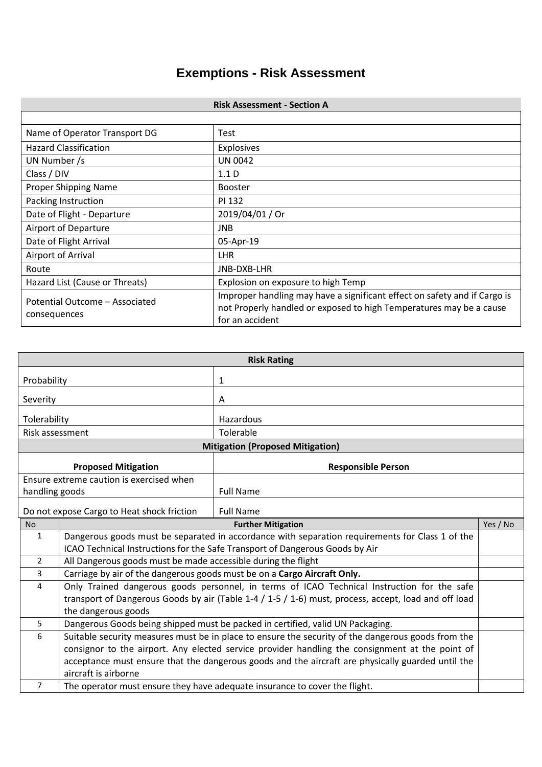# Exemptions - Risk Assessment

| Risk Assessment - Section A | |
|---|---|
| | |
| Name of Operator Transport DG | Test |
| Hazard Classification | Explosives |
| UN Number /s | UN 0042 |
| Class / DIV | 1.1 D |
| Proper Shipping Name | Booster |
| Packing Instruction | PI 132 |
| Date of Flight - Departure | 2019/04/01 / Or |
| Airport of Departure | JNB |
| Date of Flight Arrival | 05-Apr-19 |
| Airport of Arrival | LHR |
| Route | JNB-DXB-LHR |
| Hazard List (Cause or Threats) | Explosion on exposure to high Temp |
| Potential Outcome – Associated consequences | Improper handling may have a significant effect on safety and if Cargo is not Properly handled or exposed to high Temperatures may be a cause for an accident |

| Risk Rating | |
|---|---|
| Probability | 1 |
| Severity | A |
| Tolerability | Hazardous |
| Risk assessment | Tolerable |
| **Mitigation (Proposed Mitigation)** | |
| **Proposed Mitigation** | **Responsible Person** |
| Ensure extreme caution is exercised when handling goods | Full Name |
| Do not expose Cargo to Heat shock friction | Full Name |

| No | Further Mitigation | Yes / No |
|---|---|---|
| 1 | Dangerous goods must be separated in accordance with separation requirements for Class 1 of the ICAO Technical Instructions for the Safe Transport of Dangerous Goods by Air | |
| 2 | All Dangerous goods must be made accessible during the flight | |
| 3 | Carriage by air of the dangerous goods must be on a **Cargo Aircraft Only.** | |
| 4 | Only Trained dangerous goods personnel, in terms of ICAO Technical Instruction for the safe transport of Dangerous Goods by air (Table 1-4 / 1-5 / 1-6) must, process, accept, load and off load the dangerous goods | |
| 5 | Dangerous Goods being shipped must be packed in certified, valid UN Packaging. | |
| 6 | Suitable security measures must be in place to ensure the security of the dangerous goods from the consignor to the airport. Any elected service provider handling the consignment at the point of acceptance must ensure that the dangerous goods and the aircraft are physically guarded until the aircraft is airborne | |
| 7 | The operator must ensure they have adequate insurance to cover the flight. | |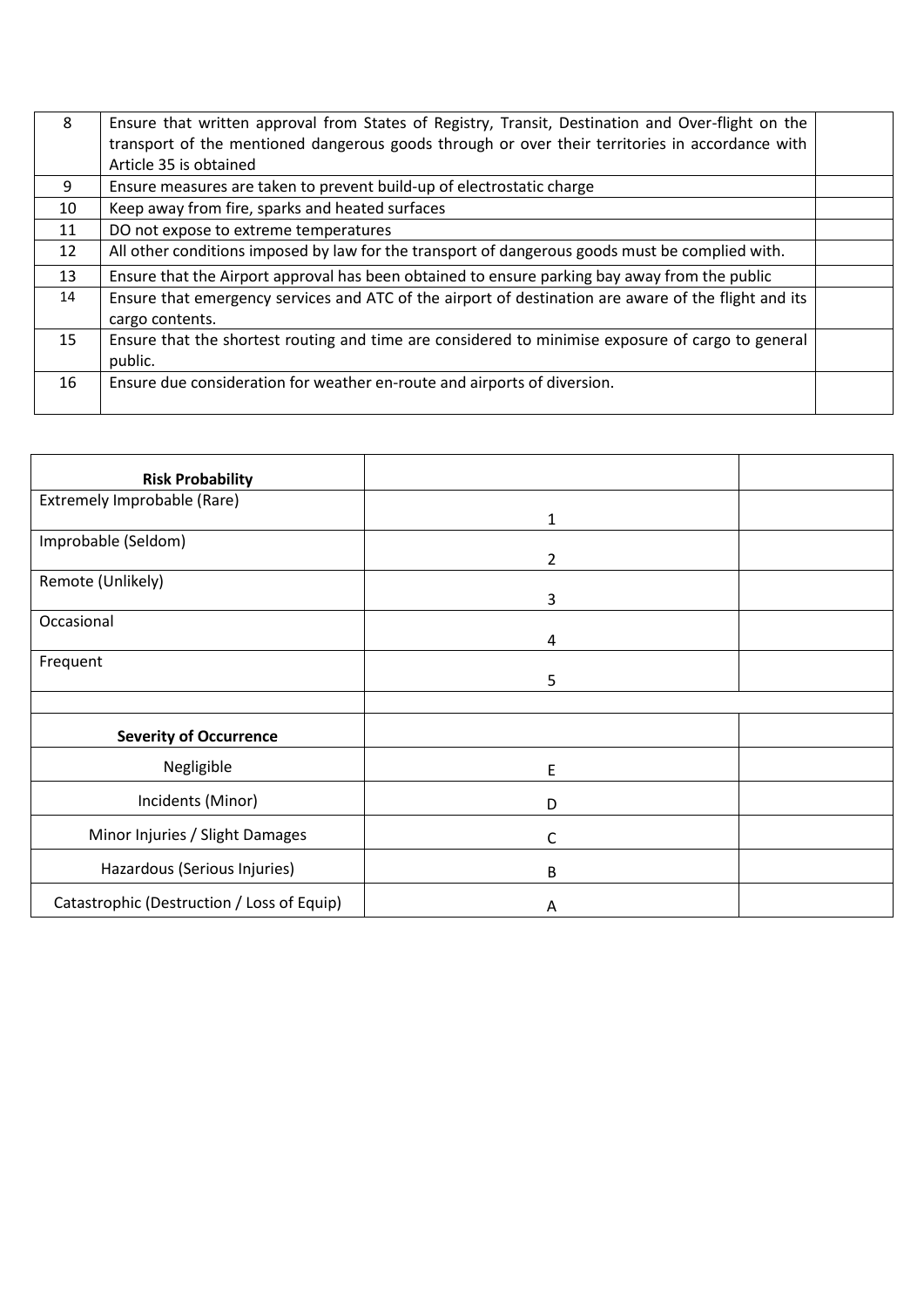| | | |
|---|---|---|
| 8 | Ensure that written approval from States of Registry, Transit, Destination and Over-flight on the transport of the mentioned dangerous goods through or over their territories in accordance with Article 35 is obtained | |
| 9 | Ensure measures are taken to prevent build-up of electrostatic charge | |
| 10 | Keep away from fire, sparks and heated surfaces | |
| 11 | DO not expose to extreme temperatures | |
| 12 | All other conditions imposed by law for the transport of dangerous goods must be complied with. | |
| 13 | Ensure that the Airport approval has been obtained to ensure parking bay away from the public | |
| 14 | Ensure that emergency services and ATC of the airport of destination are aware of the flight and its cargo contents. | |
| 15 | Ensure that the shortest routing and time are considered to minimise exposure of cargo to general public. | |
| 16 | Ensure due consideration for weather en-route and airports of diversion. | |

| **Risk Probability** | | |
|---|---|---|
| Extremely Improbable (Rare) | 1 | |
| Improbable (Seldom) | 2 | |
| Remote (Unlikely) | 3 | |
| Occasional | 4 | |
| Frequent | 5 | |
| | | |
| **Severity of Occurrence** | | |
| Negligible | E | |
| Incidents (Minor) | D | |
| Minor Injuries / Slight Damages | C | |
| Hazardous (Serious Injuries) | B | |
| Catastrophic (Destruction / Loss of Equip) | A | |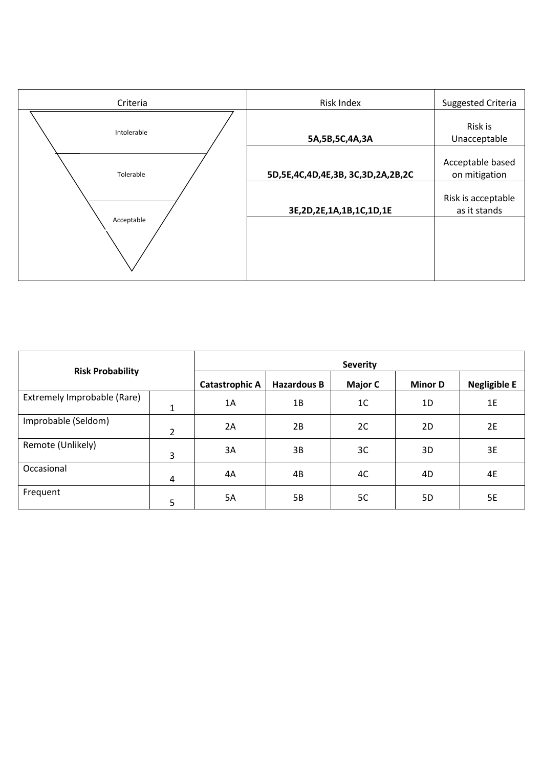| Criteria | Risk Index | Suggested Criteria |
|---|---|---|
| Intolerable | **5A,5B,5C,4A,3A** | Risk is Unacceptable |
| Tolerable | **5D,5E,4C,4D,4E,3B, 3C,3D,2A,2B,2C** | Acceptable based on mitigation |
| Acceptable | **3E,2D,2E,1A,1B,1C,1D,1E** | Risk is acceptable as it stands |

| **Risk Probability** | | **Severity** | | | | |
|---|---|---|---|---|---|---|
| | | **Catastrophic A** | **Hazardous B** | **Major C** | **Minor D** | **Negligible E** |
| Extremely Improbable (Rare) | 1 | 1A | 1B | 1C | 1D | 1E |
| Improbable (Seldom) | 2 | 2A | 2B | 2C | 2D | 2E |
| Remote (Unlikely) | 3 | 3A | 3B | 3C | 3D | 3E |
| Occasional | 4 | 4A | 4B | 4C | 4D | 4E |
| Frequent | 5 | 5A | 5B | 5C | 5D | 5E |